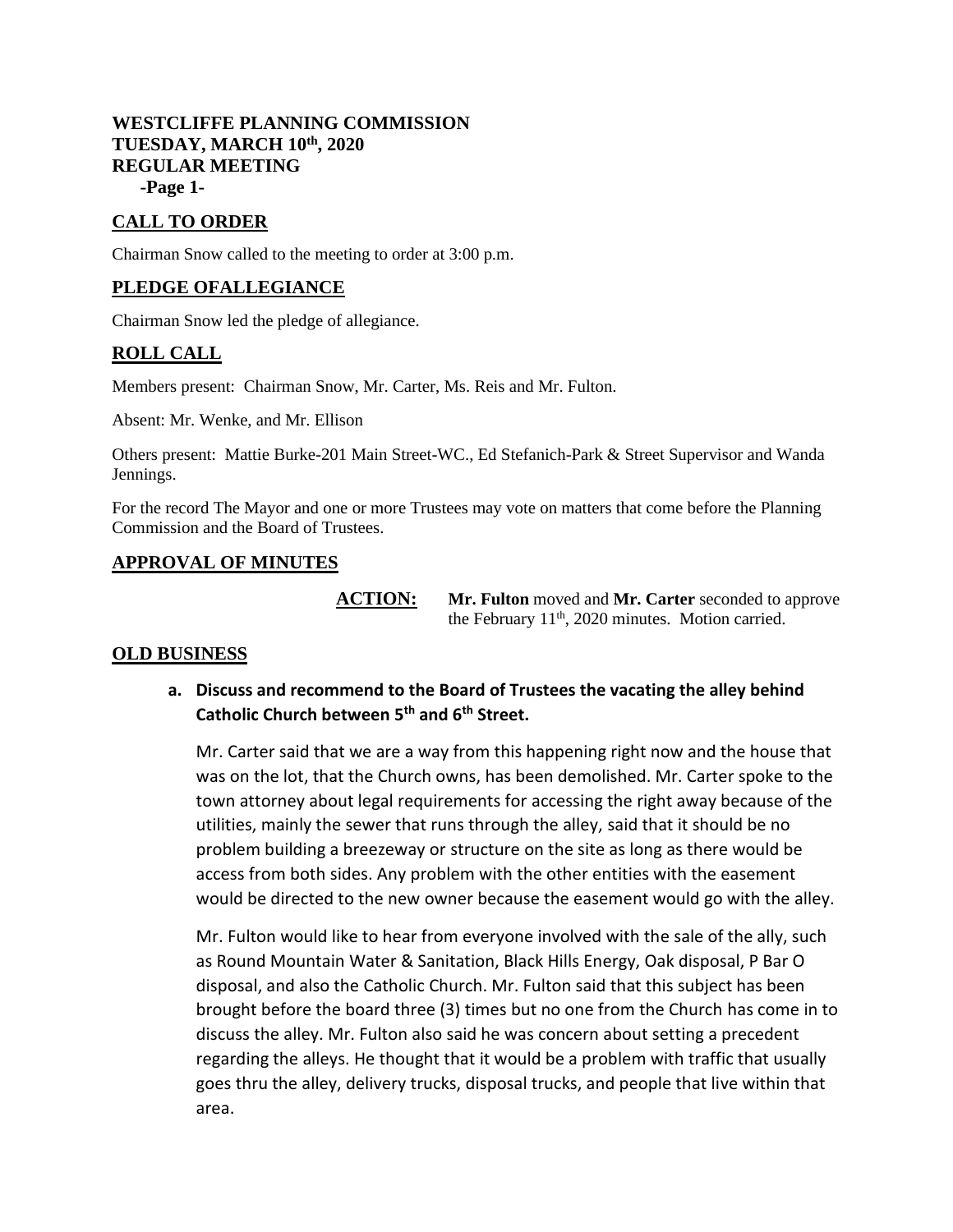# WESTCLIFFE PLANNING COMMISSION
# TUESDAY, MARCH 10th, 2020
# REGULAR MEETING

## CALL TO ORDER

Chairman Snow called to the meeting to order at 3:00 p.m.

## PLEDGE OFALLEGIANCE

Chairman Snow led the pledge of allegiance.

## ROLL CALL

Members present: Chairman Snow, Mr. Carter, Ms. Reis and Mr. Fulton.

Absent: Mr. Wenke, and Mr. Ellison

Others present: Mattie Burke-201 Main Street-WC., Ed Stefanich-Park & Street Supervisor and Wanda Jennings.

For the record The Mayor and one or more Trustees may vote on matters that come before the Planning Commission and the Board of Trustees.

## APPROVAL OF MINUTES

**ACTION:** **Mr. Fulton** moved and **Mr. Carter** seconded to approve the February 11th, 2020 minutes. Motion carried.

## OLD BUSINESS

**a. Discuss and recommend to the Board of Trustees the vacating the alley behind Catholic Church between 5th and 6th Street.**

Mr. Carter said that we are a way from this happening right now and the house that was on the lot, that the Church owns, has been demolished. Mr. Carter spoke to the town attorney about legal requirements for accessing the right away because of the utilities, mainly the sewer that runs through the alley, said that it should be no problem building a breezeway or structure on the site as long as there would be access from both sides. Any problem with the other entities with the easement would be directed to the new owner because the easement would go with the alley.

Mr. Fulton would like to hear from everyone involved with the sale of the ally, such as Round Mountain Water & Sanitation, Black Hills Energy, Oak disposal, P Bar O disposal, and also the Catholic Church. Mr. Fulton said that this subject has been brought before the board three (3) times but no one from the Church has come in to discuss the alley. Mr. Fulton also said he was concern about setting a precedent regarding the alleys. He thought that it would be a problem with traffic that usually goes thru the alley, delivery trucks, disposal trucks, and people that live within that area.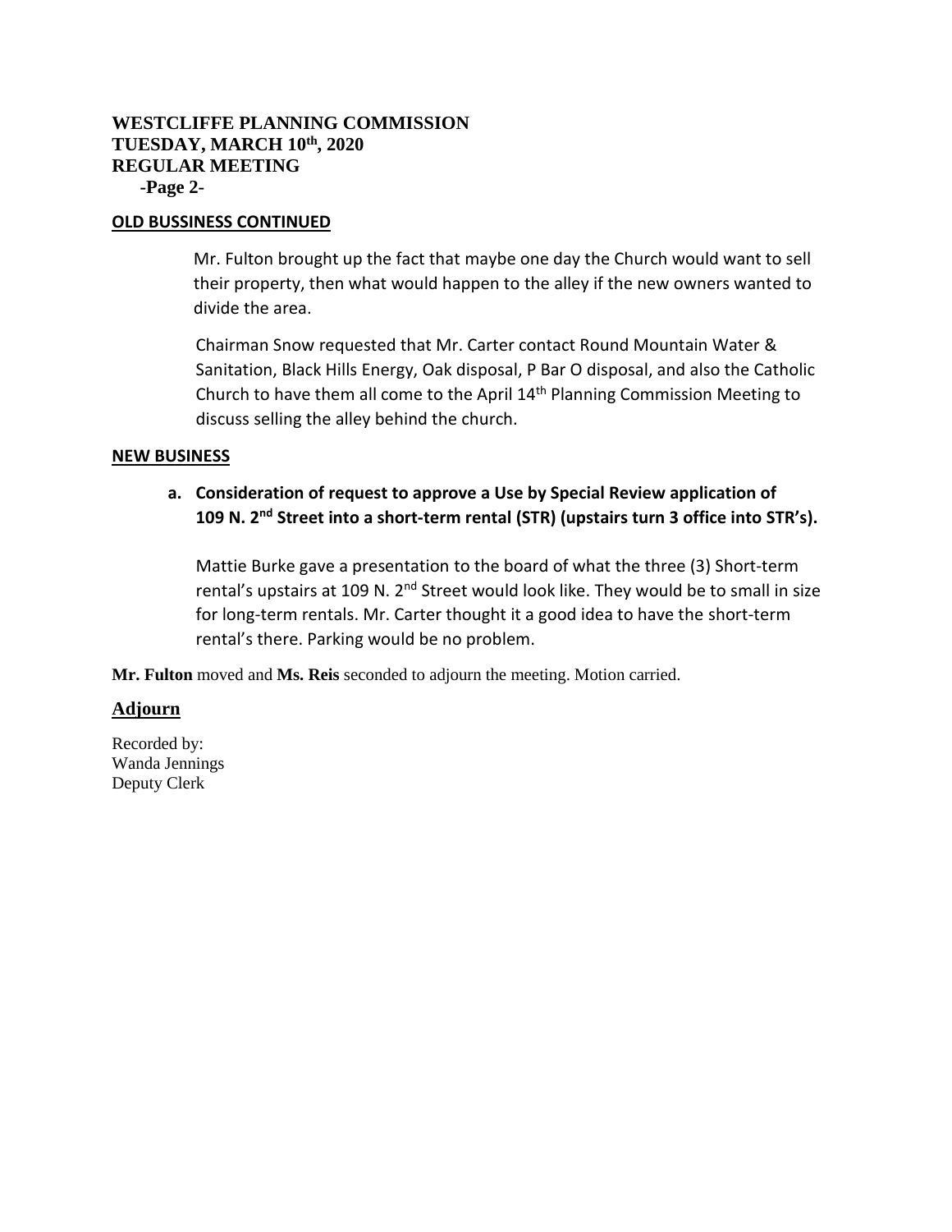**WESTCLIFFE PLANNING COMMISSION**
**TUESDAY, MARCH 10th, 2020**
**REGULAR MEETING**
**-Page 2-**

**OLD BUSSINESS CONTINUED**

Mr. Fulton brought up the fact that maybe one day the Church would want to sell their property, then what would happen to the alley if the new owners wanted to divide the area.

Chairman Snow requested that Mr. Carter contact Round Mountain Water & Sanitation, Black Hills Energy, Oak disposal, P Bar O disposal, and also the Catholic Church to have them all come to the April 14th Planning Commission Meeting to discuss selling the alley behind the church.

**NEW BUSINESS**

**a. Consideration of request to approve a Use by Special Review application of 109 N. 2nd Street into a short-term rental (STR) (upstairs turn 3 office into STR's).**

Mattie Burke gave a presentation to the board of what the three (3) Short-term rental's upstairs at 109 N. 2nd Street would look like. They would be to small in size for long-term rentals. Mr. Carter thought it a good idea to have the short-term rental's there. Parking would be no problem.

**Mr. Fulton** moved and **Ms. Reis** seconded to adjourn the meeting. Motion carried.

## Adjourn

Recorded by:
Wanda Jennings
Deputy Clerk